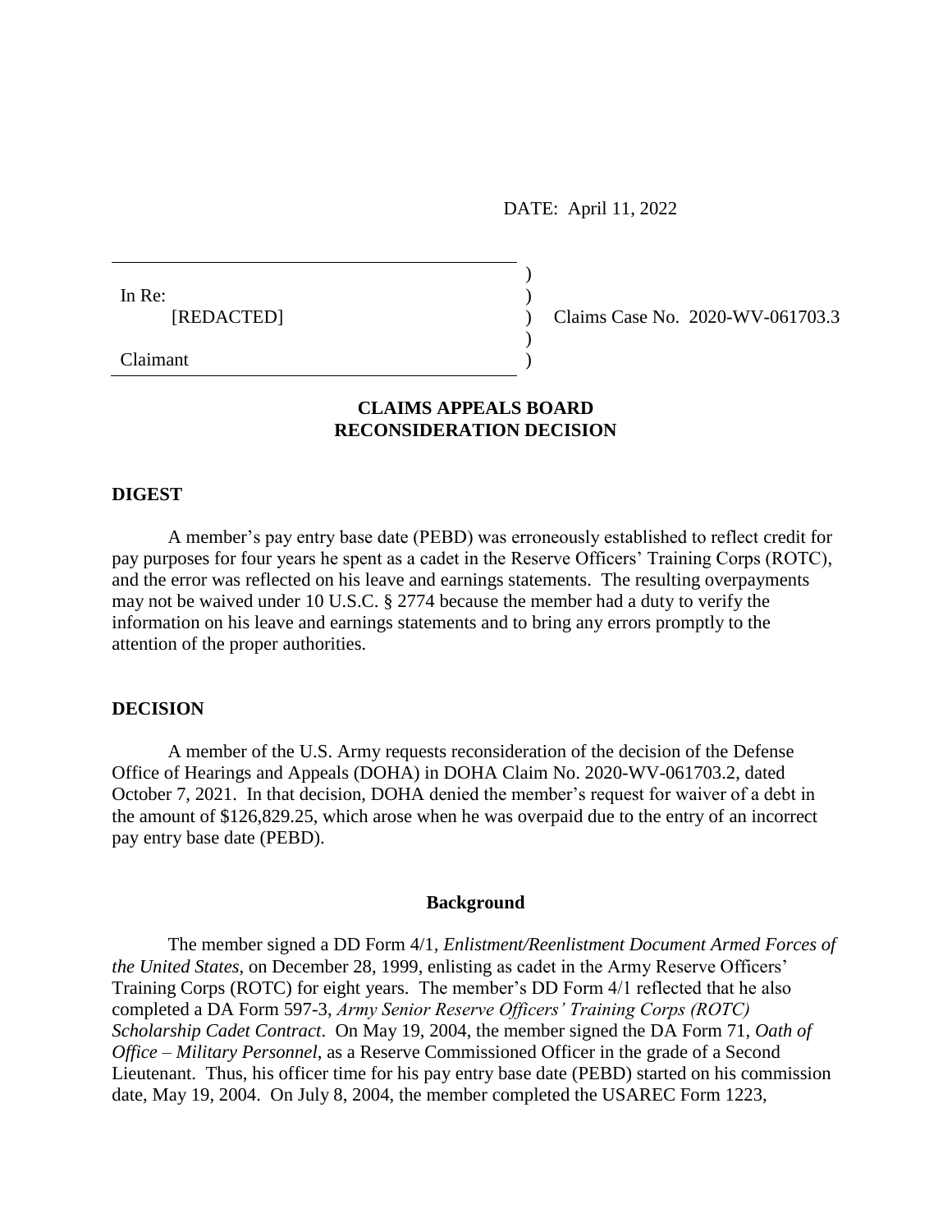DATE: April 11, 2022

| | |
|---|---|
| In Re: [REDACTED] Claimant | Claims Case No. 2020-WV-061703.3 |

## CLAIMS APPEALS BOARD
## RECONSIDERATION DECISION

### DIGEST

A member's pay entry base date (PEBD) was erroneously established to reflect credit for pay purposes for four years he spent as a cadet in the Reserve Officers' Training Corps (ROTC), and the error was reflected on his leave and earnings statements. The resulting overpayments may not be waived under 10 U.S.C. § 2774 because the member had a duty to verify the information on his leave and earnings statements and to bring any errors promptly to the attention of the proper authorities.

### DECISION

A member of the U.S. Army requests reconsideration of the decision of the Defense Office of Hearings and Appeals (DOHA) in DOHA Claim No. 2020-WV-061703.2, dated October 7, 2021. In that decision, DOHA denied the member's request for waiver of a debt in the amount of $126,829.25, which arose when he was overpaid due to the entry of an incorrect pay entry base date (PEBD).

#### Background

The member signed a DD Form 4/1, *Enlistment/Reenlistment Document Armed Forces of the United States,* on December 28, 1999, enlisting as cadet in the Army Reserve Officers' Training Corps (ROTC) for eight years. The member's DD Form 4/1 reflected that he also completed a DA Form 597-3, *Army Senior Reserve Officers' Training Corps (ROTC) Scholarship Cadet Contract*. On May 19, 2004, the member signed the DA Form 71, *Oath of Office – Military Personnel*, as a Reserve Commissioned Officer in the grade of a Second Lieutenant. Thus, his officer time for his pay entry base date (PEBD) started on his commission date, May 19, 2004. On July 8, 2004, the member completed the USAREC Form 1223,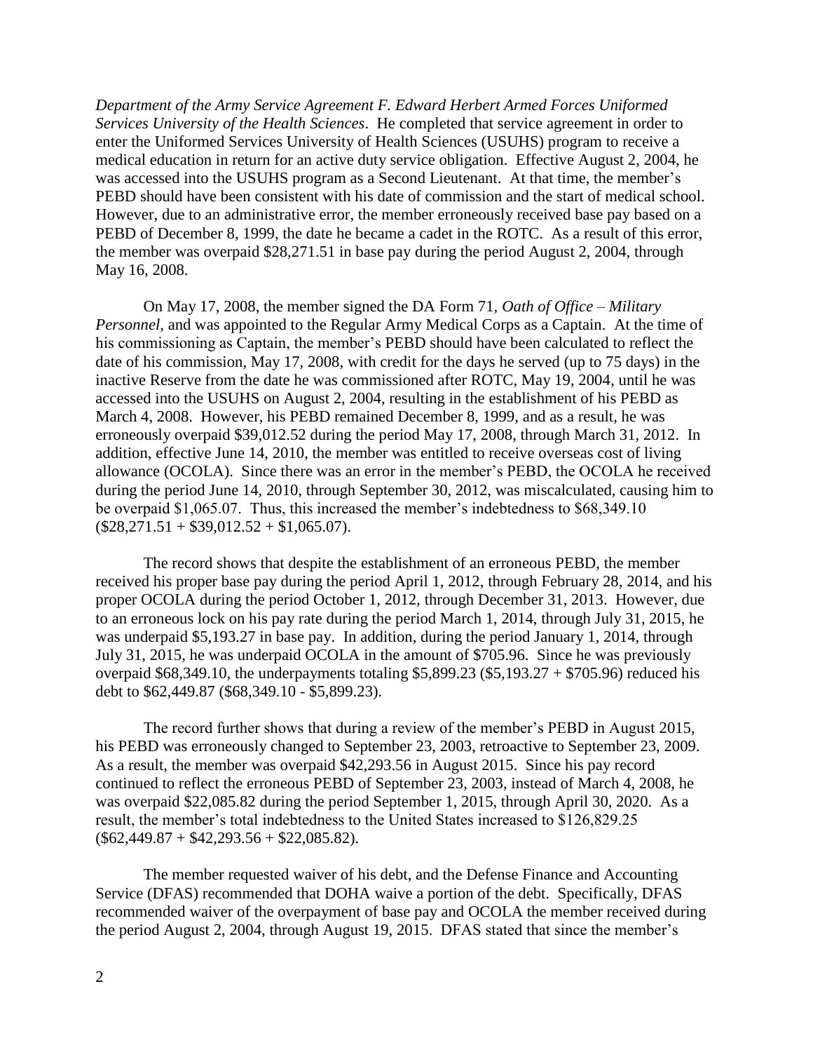*Department of the Army Service Agreement F. Edward Herbert Armed Forces Uniformed Services University of the Health Sciences*. He completed that service agreement in order to enter the Uniformed Services University of Health Sciences (USUHS) program to receive a medical education in return for an active duty service obligation. Effective August 2, 2004, he was accessed into the USUHS program as a Second Lieutenant. At that time, the member's PEBD should have been consistent with his date of commission and the start of medical school. However, due to an administrative error, the member erroneously received base pay based on a PEBD of December 8, 1999, the date he became a cadet in the ROTC. As a result of this error, the member was overpaid $28,271.51 in base pay during the period August 2, 2004, through May 16, 2008.

On May 17, 2008, the member signed the DA Form 71, *Oath of Office – Military Personnel*, and was appointed to the Regular Army Medical Corps as a Captain. At the time of his commissioning as Captain, the member's PEBD should have been calculated to reflect the date of his commission, May 17, 2008, with credit for the days he served (up to 75 days) in the inactive Reserve from the date he was commissioned after ROTC, May 19, 2004, until he was accessed into the USUHS on August 2, 2004, resulting in the establishment of his PEBD as March 4, 2008. However, his PEBD remained December 8, 1999, and as a result, he was erroneously overpaid $39,012.52 during the period May 17, 2008, through March 31, 2012. In addition, effective June 14, 2010, the member was entitled to receive overseas cost of living allowance (OCOLA). Since there was an error in the member's PEBD, the OCOLA he received during the period June 14, 2010, through September 30, 2012, was miscalculated, causing him to be overpaid $1,065.07. Thus, this increased the member's indebtedness to $68,349.10 ($28,271.51 + $39,012.52 + $1,065.07).

The record shows that despite the establishment of an erroneous PEBD, the member received his proper base pay during the period April 1, 2012, through February 28, 2014, and his proper OCOLA during the period October 1, 2012, through December 31, 2013. However, due to an erroneous lock on his pay rate during the period March 1, 2014, through July 31, 2015, he was underpaid $5,193.27 in base pay. In addition, during the period January 1, 2014, through July 31, 2015, he was underpaid OCOLA in the amount of $705.96. Since he was previously overpaid $68,349.10, the underpayments totaling $5,899.23 ($5,193.27 + $705.96) reduced his debt to $62,449.87 ($68,349.10 - $5,899.23).

The record further shows that during a review of the member's PEBD in August 2015, his PEBD was erroneously changed to September 23, 2003, retroactive to September 23, 2009. As a result, the member was overpaid $42,293.56 in August 2015. Since his pay record continued to reflect the erroneous PEBD of September 23, 2003, instead of March 4, 2008, he was overpaid $22,085.82 during the period September 1, 2015, through April 30, 2020. As a result, the member's total indebtedness to the United States increased to $126,829.25 ($62,449.87 + $42,293.56 + $22,085.82).

The member requested waiver of his debt, and the Defense Finance and Accounting Service (DFAS) recommended that DOHA waive a portion of the debt. Specifically, DFAS recommended waiver of the overpayment of base pay and OCOLA the member received during the period August 2, 2004, through August 19, 2015. DFAS stated that since the member's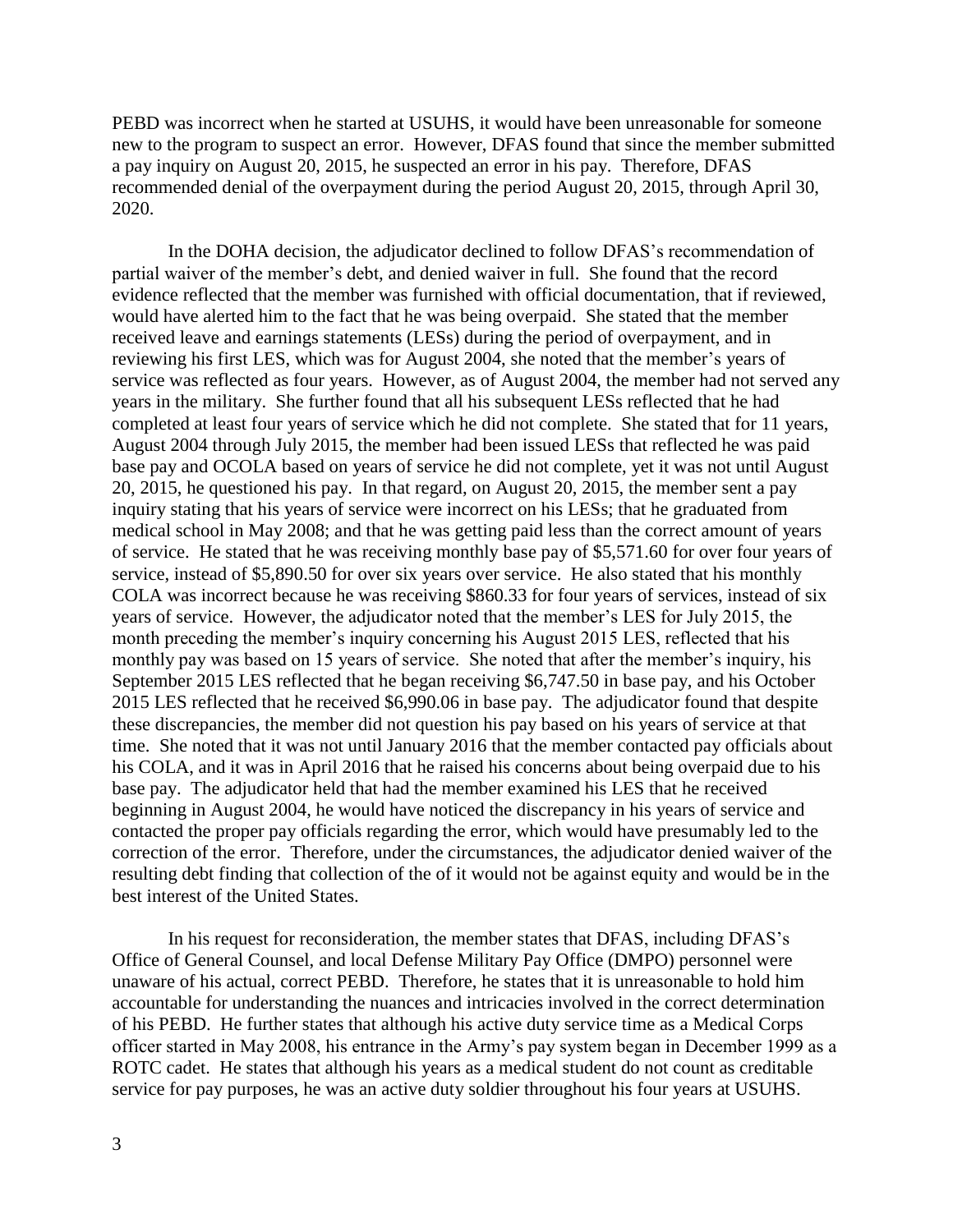PEBD was incorrect when he started at USUHS, it would have been unreasonable for someone new to the program to suspect an error. However, DFAS found that since the member submitted a pay inquiry on August 20, 2015, he suspected an error in his pay. Therefore, DFAS recommended denial of the overpayment during the period August 20, 2015, through April 30, 2020.

In the DOHA decision, the adjudicator declined to follow DFAS's recommendation of partial waiver of the member's debt, and denied waiver in full. She found that the record evidence reflected that the member was furnished with official documentation, that if reviewed, would have alerted him to the fact that he was being overpaid. She stated that the member received leave and earnings statements (LESs) during the period of overpayment, and in reviewing his first LES, which was for August 2004, she noted that the member's years of service was reflected as four years. However, as of August 2004, the member had not served any years in the military. She further found that all his subsequent LESs reflected that he had completed at least four years of service which he did not complete. She stated that for 11 years, August 2004 through July 2015, the member had been issued LESs that reflected he was paid base pay and OCOLA based on years of service he did not complete, yet it was not until August 20, 2015, he questioned his pay. In that regard, on August 20, 2015, the member sent a pay inquiry stating that his years of service were incorrect on his LESs; that he graduated from medical school in May 2008; and that he was getting paid less than the correct amount of years of service. He stated that he was receiving monthly base pay of $5,571.60 for over four years of service, instead of $5,890.50 for over six years over service. He also stated that his monthly COLA was incorrect because he was receiving $860.33 for four years of services, instead of six years of service. However, the adjudicator noted that the member's LES for July 2015, the month preceding the member's inquiry concerning his August 2015 LES, reflected that his monthly pay was based on 15 years of service. She noted that after the member's inquiry, his September 2015 LES reflected that he began receiving $6,747.50 in base pay, and his October 2015 LES reflected that he received $6,990.06 in base pay. The adjudicator found that despite these discrepancies, the member did not question his pay based on his years of service at that time. She noted that it was not until January 2016 that the member contacted pay officials about his COLA, and it was in April 2016 that he raised his concerns about being overpaid due to his base pay. The adjudicator held that had the member examined his LES that he received beginning in August 2004, he would have noticed the discrepancy in his years of service and contacted the proper pay officials regarding the error, which would have presumably led to the correction of the error. Therefore, under the circumstances, the adjudicator denied waiver of the resulting debt finding that collection of the of it would not be against equity and would be in the best interest of the United States.

In his request for reconsideration, the member states that DFAS, including DFAS's Office of General Counsel, and local Defense Military Pay Office (DMPO) personnel were unaware of his actual, correct PEBD. Therefore, he states that it is unreasonable to hold him accountable for understanding the nuances and intricacies involved in the correct determination of his PEBD. He further states that although his active duty service time as a Medical Corps officer started in May 2008, his entrance in the Army's pay system began in December 1999 as a ROTC cadet. He states that although his years as a medical student do not count as creditable service for pay purposes, he was an active duty soldier throughout his four years at USUHS.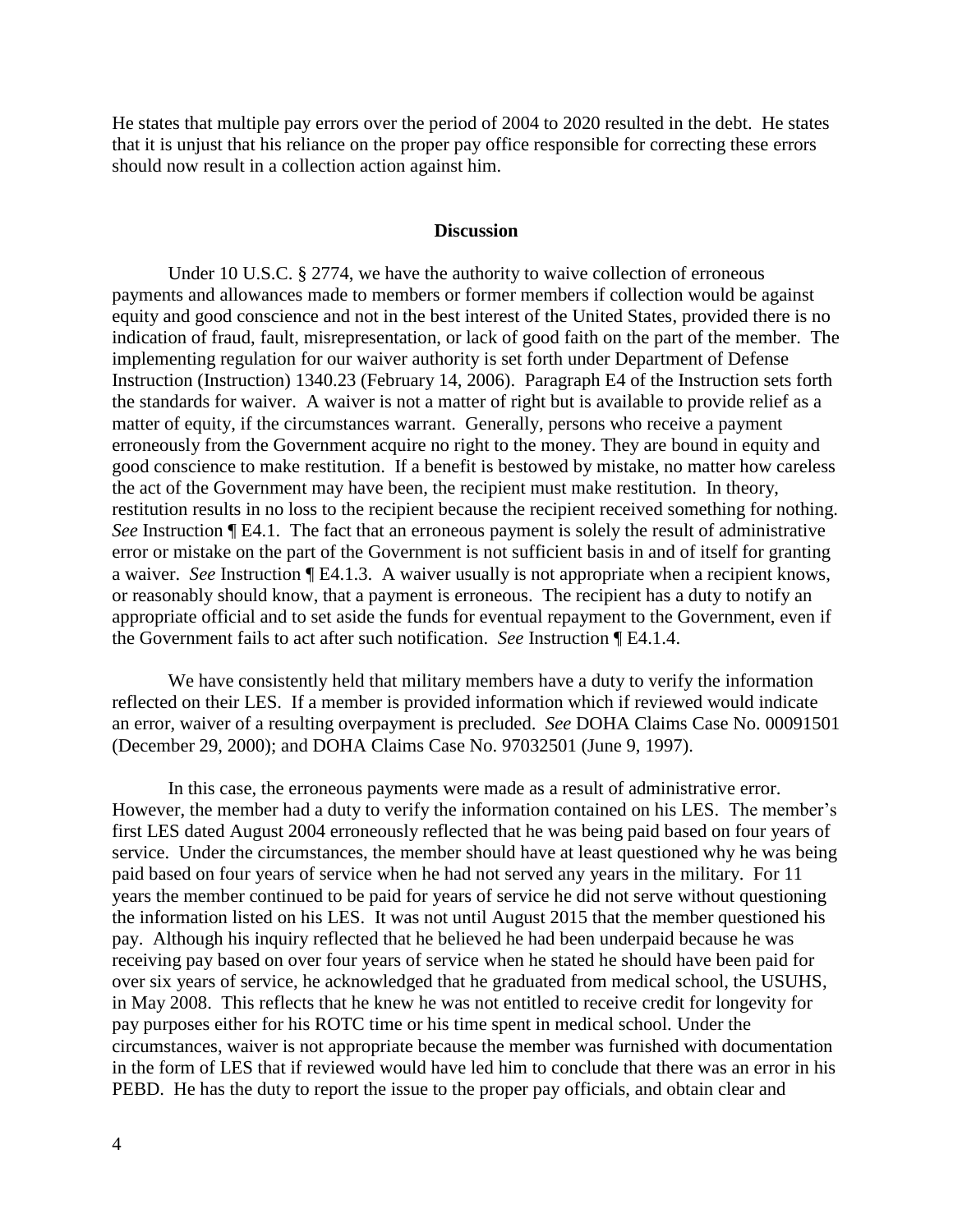He states that multiple pay errors over the period of 2004 to 2020 resulted in the debt. He states that it is unjust that his reliance on the proper pay office responsible for correcting these errors should now result in a collection action against him.

## Discussion

Under 10 U.S.C. § 2774, we have the authority to waive collection of erroneous payments and allowances made to members or former members if collection would be against equity and good conscience and not in the best interest of the United States, provided there is no indication of fraud, fault, misrepresentation, or lack of good faith on the part of the member. The implementing regulation for our waiver authority is set forth under Department of Defense Instruction (Instruction) 1340.23 (February 14, 2006). Paragraph E4 of the Instruction sets forth the standards for waiver. A waiver is not a matter of right but is available to provide relief as a matter of equity, if the circumstances warrant. Generally, persons who receive a payment erroneously from the Government acquire no right to the money. They are bound in equity and good conscience to make restitution. If a benefit is bestowed by mistake, no matter how careless the act of the Government may have been, the recipient must make restitution. In theory, restitution results in no loss to the recipient because the recipient received something for nothing. *See* Instruction ¶ E4.1. The fact that an erroneous payment is solely the result of administrative error or mistake on the part of the Government is not sufficient basis in and of itself for granting a waiver. *See* Instruction ¶ E4.1.3. A waiver usually is not appropriate when a recipient knows, or reasonably should know, that a payment is erroneous. The recipient has a duty to notify an appropriate official and to set aside the funds for eventual repayment to the Government, even if the Government fails to act after such notification. *See* Instruction ¶ E4.1.4.

We have consistently held that military members have a duty to verify the information reflected on their LES. If a member is provided information which if reviewed would indicate an error, waiver of a resulting overpayment is precluded. *See* DOHA Claims Case No. 00091501 (December 29, 2000); and DOHA Claims Case No. 97032501 (June 9, 1997).

In this case, the erroneous payments were made as a result of administrative error. However, the member had a duty to verify the information contained on his LES. The member's first LES dated August 2004 erroneously reflected that he was being paid based on four years of service. Under the circumstances, the member should have at least questioned why he was being paid based on four years of service when he had not served any years in the military. For 11 years the member continued to be paid for years of service he did not serve without questioning the information listed on his LES. It was not until August 2015 that the member questioned his pay. Although his inquiry reflected that he believed he had been underpaid because he was receiving pay based on over four years of service when he stated he should have been paid for over six years of service, he acknowledged that he graduated from medical school, the USUHS, in May 2008. This reflects that he knew he was not entitled to receive credit for longevity for pay purposes either for his ROTC time or his time spent in medical school. Under the circumstances, waiver is not appropriate because the member was furnished with documentation in the form of LES that if reviewed would have led him to conclude that there was an error in his PEBD. He has the duty to report the issue to the proper pay officials, and obtain clear and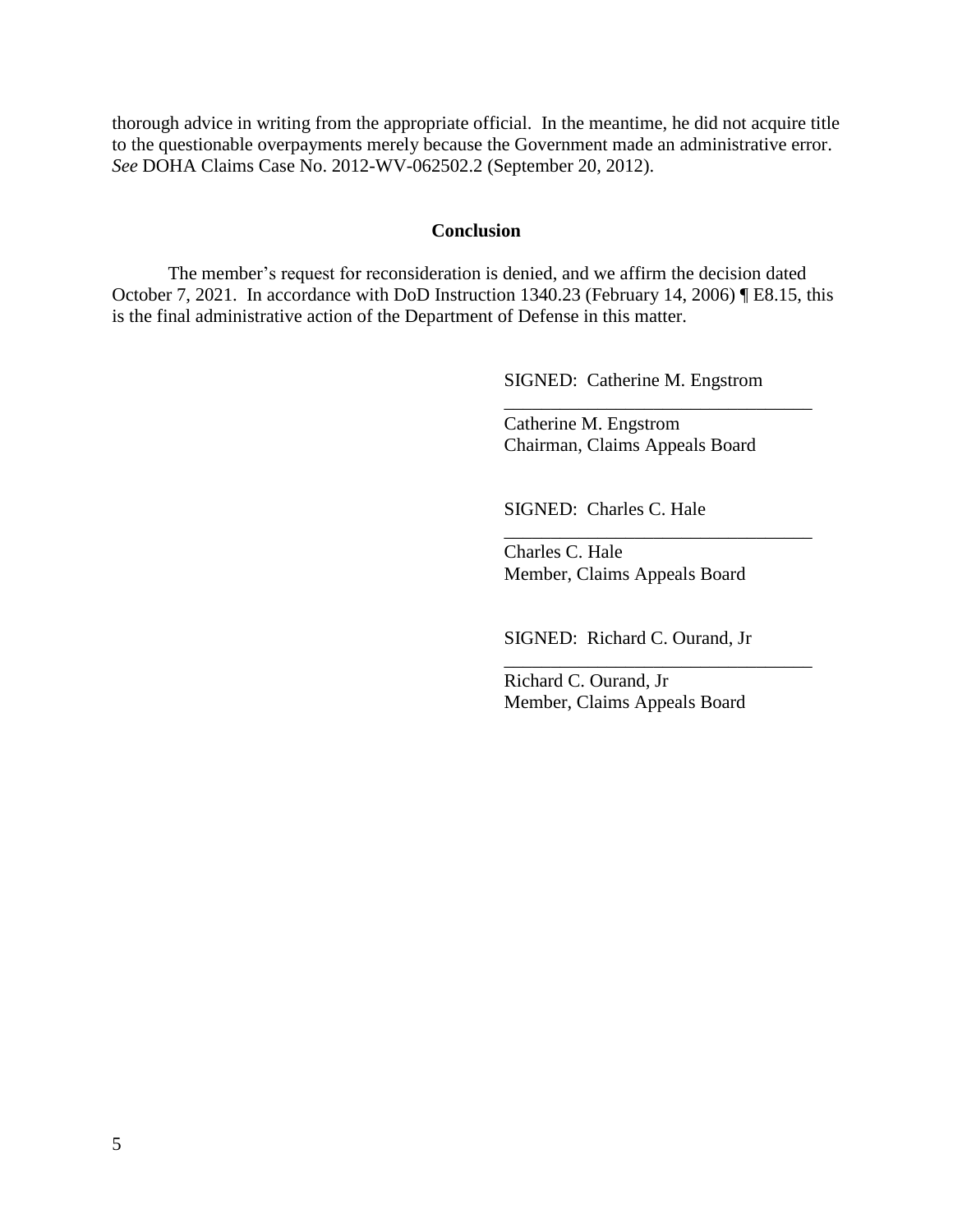thorough advice in writing from the appropriate official. In the meantime, he did not acquire title to the questionable overpayments merely because the Government made an administrative error. *See* DOHA Claims Case No. 2012-WV-062502.2 (September 20, 2012).

## Conclusion

The member's request for reconsideration is denied, and we affirm the decision dated October 7, 2021. In accordance with DoD Instruction 1340.23 (February 14, 2006) ¶ E8.15, this is the final administrative action of the Department of Defense in this matter.

SIGNED: Catherine M. Engstrom

\_\_\_\_\_\_\_\_\_\_\_\_\_\_\_\_\_\_\_\_\_\_\_\_\_\_\_\_\_\_\_\_\_

Catherine M. Engstrom
Chairman, Claims Appeals Board

SIGNED: Charles C. Hale

\_\_\_\_\_\_\_\_\_\_\_\_\_\_\_\_\_\_\_\_\_\_\_\_\_\_\_\_\_\_\_\_\_

Charles C. Hale
Member, Claims Appeals Board

SIGNED: Richard C. Ourand, Jr

\_\_\_\_\_\_\_\_\_\_\_\_\_\_\_\_\_\_\_\_\_\_\_\_\_\_\_\_\_\_\_\_\_

Richard C. Ourand, Jr
Member, Claims Appeals Board